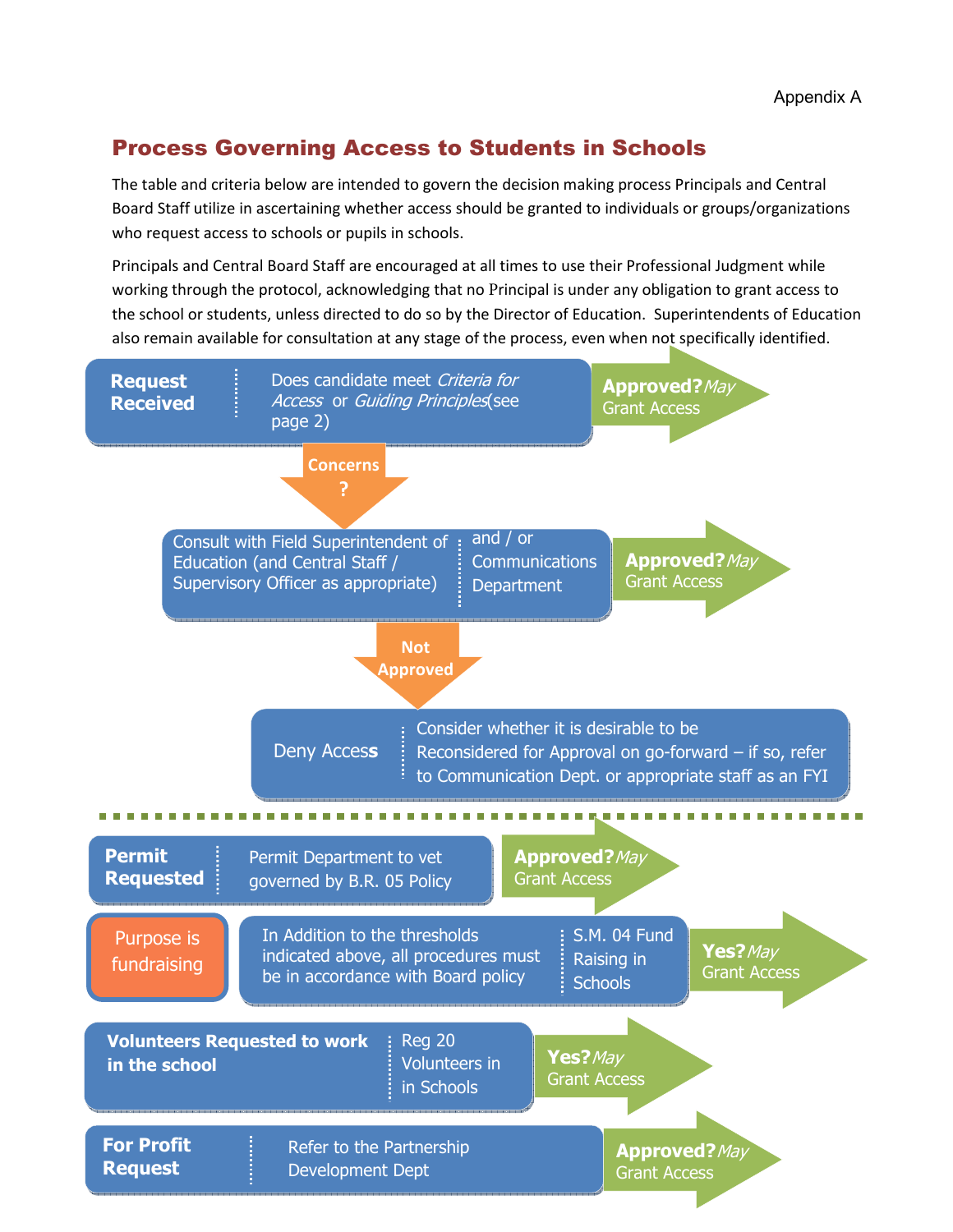Appendix A

## Process Governing Access to Students in Schools

The table and criteria below are intended to govern the decision making process Principals and Central Board Staff utilize in ascertaining whether access should be granted to individuals or groups/organizations who request access to schools or pupils in schools.

Principals and Central Board Staff are encouraged at all times to use their Professional Judgment while working through the protocol, acknowledging that no Principal is under any obligation to grant access to the school or students, unless directed to do so by the Director of Education. Superintendents of Education also remain available for consultation at any stage of the process, even when not specifically identified.

**Request Received** | Does candidate meet *Criteria for Access* or *Guiding Principles* (see page 2) → **Approved?** *May* Grant Access

↓ **Concerns?**

Consult with Field Superintendent of Education (and Central Staff / Supervisory Officer as appropriate) | and / or Communications Department → **Approved?** *May* Grant Access

↓ **Not Approved**

Deny Access | Consider whether it is desirable to be Reconsidered for Approval on go-forward – if so, refer to Communication Dept. or appropriate staff as an FYI

---

**Permit Requested** | Permit Department to vet governed by B.R. 05 Policy → **Approved?** *May* Grant Access

Purpose is fundraising | In Addition to the thresholds indicated above, all procedures must be in accordance with Board policy | S.M. 04 Fund Raising in Schools → **Yes?** *May* Grant Access

**Volunteers Requested to work in the school** | Reg 20 Volunteers in in Schools → **Yes?** *May* Grant Access

**For Profit Request** | Refer to the Partnership Development Dept → **Approved?** *May* Grant Access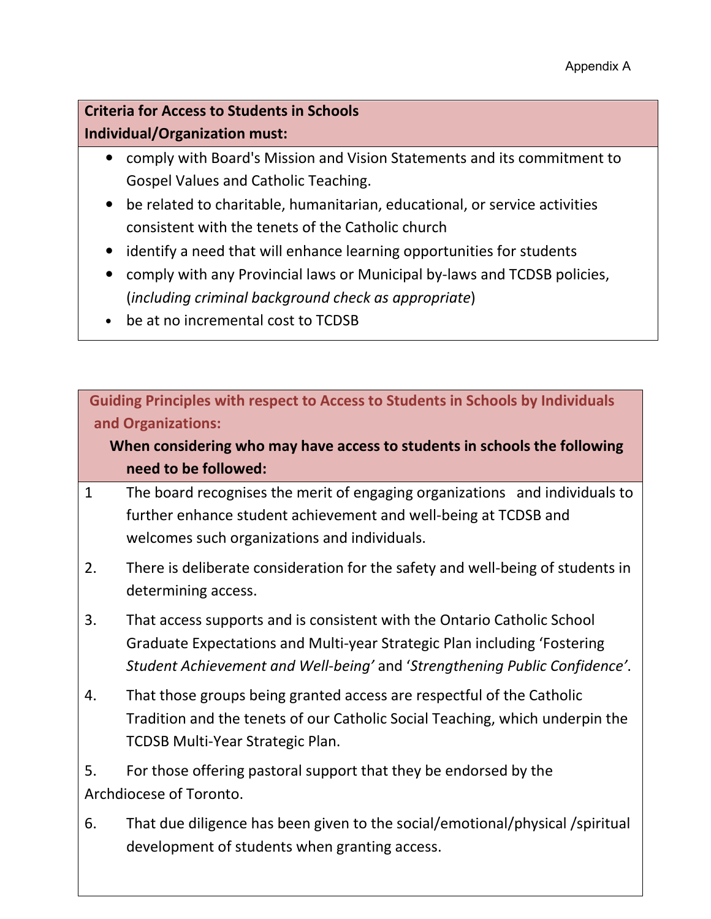Appendix A

**Criteria for Access to Students in Schools**
**Individual/Organization must:**

- comply with Board's Mission and Vision Statements and its commitment to Gospel Values and Catholic Teaching.
- be related to charitable, humanitarian, educational, or service activities consistent with the tenets of the Catholic church
- identify a need that will enhance learning opportunities for students
- comply with any Provincial laws or Municipal by-laws and TCDSB policies, (*including criminal background check as appropriate*)
- be at no incremental cost to TCDSB

**Guiding Principles with respect to Access to Students in Schools by Individuals and Organizations:**

**When considering who may have access to students in schools the following need to be followed:**

1. The board recognises the merit of engaging organizations and individuals to further enhance student achievement and well-being at TCDSB and welcomes such organizations and individuals.

2. There is deliberate consideration for the safety and well-being of students in determining access.

3. That access supports and is consistent with the Ontario Catholic School Graduate Expectations and Multi-year Strategic Plan including 'Fostering *Student Achievement and Well-being'* and '*Strengthening Public Confidence'*.

4. That those groups being granted access are respectful of the Catholic Tradition and the tenets of our Catholic Social Teaching, which underpin the TCDSB Multi-Year Strategic Plan.

5. For those offering pastoral support that they be endorsed by the Archdiocese of Toronto.

6. That due diligence has been given to the social/emotional/physical /spiritual development of students when granting access.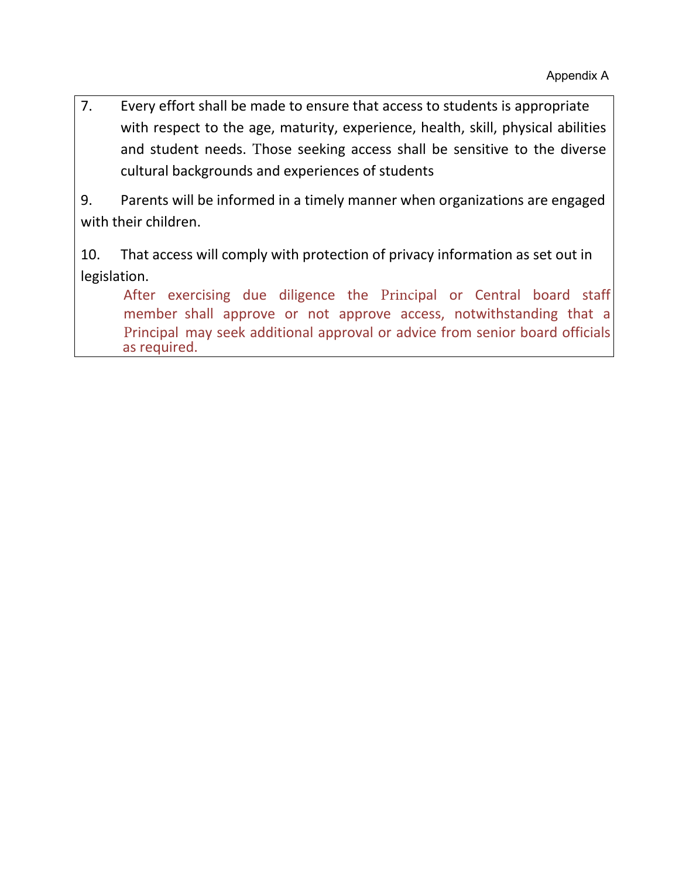7. Every effort shall be made to ensure that access to students is appropriate with respect to the age, maturity, experience, health, skill, physical abilities and student needs. Those seeking access shall be sensitive to the diverse cultural backgrounds and experiences of students

9. Parents will be informed in a timely manner when organizations are engaged with their children.

10. That access will comply with protection of privacy information as set out in legislation.

After exercising due diligence the Principal or Central board staff member shall approve or not approve access, notwithstanding that a Principal may seek additional approval or advice from senior board officials as required.